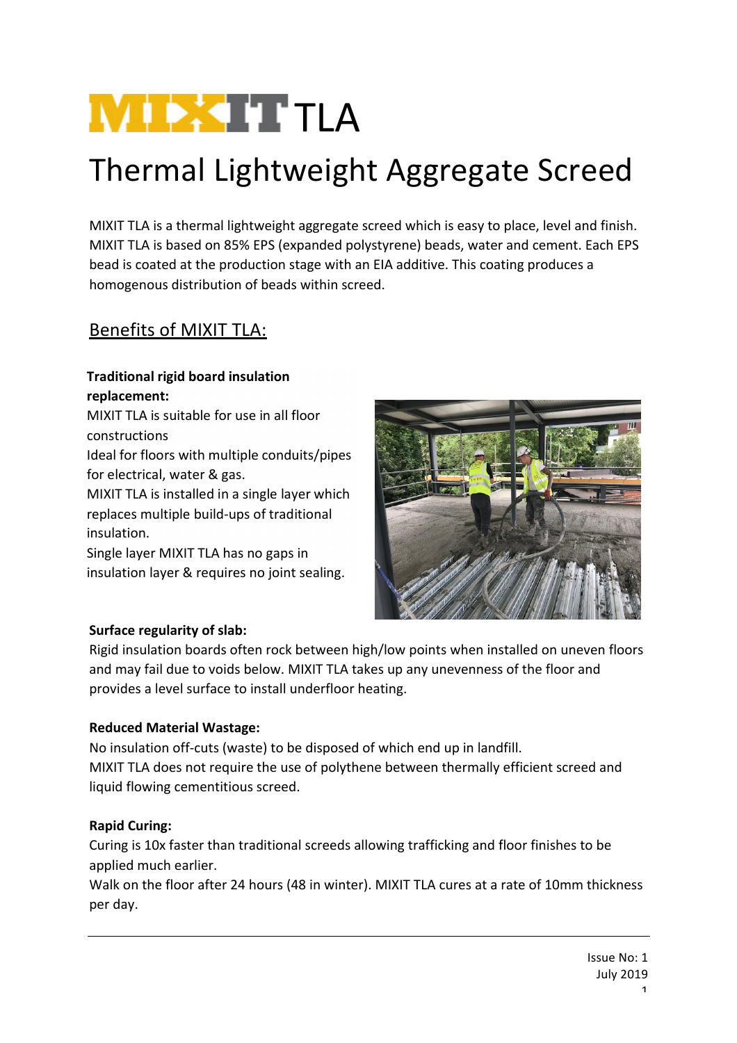# MIXIT TLA

# Thermal Lightweight Aggregate Screed

MIXIT TLA is a thermal lightweight aggregate screed which is easy to place, level and finish. MIXIT TLA is based on 85% EPS (expanded polystyrene) beads, water and cement. Each EPS bead is coated at the production stage with an EIA additive. This coating produces a homogenous distribution of beads within screed.

## Benefits of MIXIT TLA:

**Traditional rigid board insulation replacement:**

MIXIT TLA is suitable for use in all floor constructions

Ideal for floors with multiple conduits/pipes for electrical, water & gas.

MIXIT TLA is installed in a single layer which replaces multiple build-ups of traditional insulation.

Single layer MIXIT TLA has no gaps in insulation layer & requires no joint sealing.

**Surface regularity of slab:**

Rigid insulation boards often rock between high/low points when installed on uneven floors and may fail due to voids below. MIXIT TLA takes up any unevenness of the floor and provides a level surface to install underfloor heating.

**Reduced Material Wastage:**

No insulation off-cuts (waste) to be disposed of which end up in landfill.

MIXIT TLA does not require the use of polythene between thermally efficient screed and liquid flowing cementitious screed.

**Rapid Curing:**

Curing is 10x faster than traditional screeds allowing trafficking and floor finishes to be applied much earlier.

Walk on the floor after 24 hours (48 in winter). MIXIT TLA cures at a rate of 10mm thickness per day.

Issue No: 1
July 2019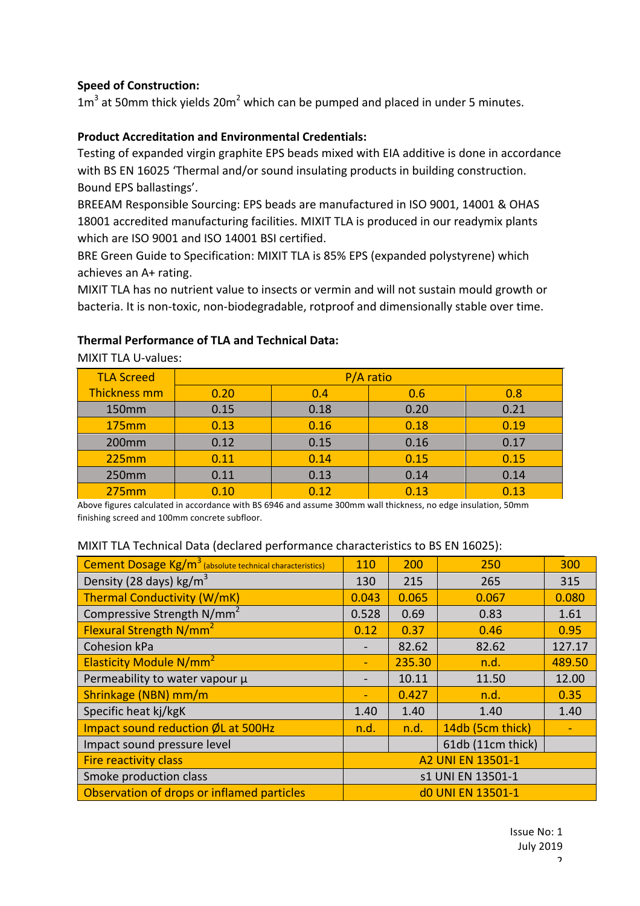**Speed of Construction:**

$1m^3$ at 50mm thick yields $20m^2$ which can be pumped and placed in under 5 minutes.

**Product Accreditation and Environmental Credentials:**

Testing of expanded virgin graphite EPS beads mixed with EIA additive is done in accordance with BS EN 16025 'Thermal and/or sound insulating products in building construction. Bound EPS ballastings'.

BREEAM Responsible Sourcing: EPS beads are manufactured in ISO 9001, 14001 & OHAS 18001 accredited manufacturing facilities. MIXIT TLA is produced in our readymix plants which are ISO 9001 and ISO 14001 BSI certified.

BRE Green Guide to Specification: MIXIT TLA is 85% EPS (expanded polystyrene) which achieves an A+ rating.

MIXIT TLA has no nutrient value to insects or vermin and will not sustain mould growth or bacteria. It is non-toxic, non-biodegradable, rotproof and dimensionally stable over time.

**Thermal Performance of TLA and Technical Data:**

MIXIT TLA U-values:

| TLA Screed | P/A ratio | | | |
|---|---|---|---|---|
| Thickness mm | 0.20 | 0.4 | 0.6 | 0.8 |
| 150mm | 0.15 | 0.18 | 0.20 | 0.21 |
| 175mm | 0.13 | 0.16 | 0.18 | 0.19 |
| 200mm | 0.12 | 0.15 | 0.16 | 0.17 |
| 225mm | 0.11 | 0.14 | 0.15 | 0.15 |
| 250mm | 0.11 | 0.13 | 0.14 | 0.14 |
| 275mm | 0.10 | 0.12 | 0.13 | 0.13 |

Above figures calculated in accordance with BS 6946 and assume 300mm wall thickness, no edge insulation, 50mm finishing screed and 100mm concrete subfloor.

MIXIT TLA Technical Data (declared performance characteristics to BS EN 16025):

| Cement Dosage $Kg/m^3$ (absolute technical characteristics) | 110 | 200 | 250 | 300 |
|---|---|---|---|---|
| Density (28 days) $kg/m^3$ | 130 | 215 | 265 | 315 |
| Thermal Conductivity (W/mK) | 0.043 | 0.065 | 0.067 | 0.080 |
| Compressive Strength $N/mm^2$ | 0.528 | 0.69 | 0.83 | 1.61 |
| Flexural Strength $N/mm^2$ | 0.12 | 0.37 | 0.46 | 0.95 |
| Cohesion kPa | - | 82.62 | 82.62 | 127.17 |
| Elasticity Module $N/mm^2$ | - | 235.30 | n.d. | 489.50 |
| Permeability to water vapour μ | - | 10.11 | 11.50 | 12.00 |
| Shrinkage (NBN) mm/m | - | 0.427 | n.d. | 0.35 |
| Specific heat kj/kgK | 1.40 | 1.40 | 1.40 | 1.40 |
| Impact sound reduction ØL at 500Hz | n.d. | n.d. | 14db (5cm thick) | - |
| Impact sound pressure level | | | 61db (11cm thick) | |
| Fire reactivity class | A2 UNI EN 13501-1 | | | |
| Smoke production class | s1 UNI EN 13501-1 | | | |
| Observation of drops or inflamed particles | d0 UNI EN 13501-1 | | | |

Issue No: 1
July 2019